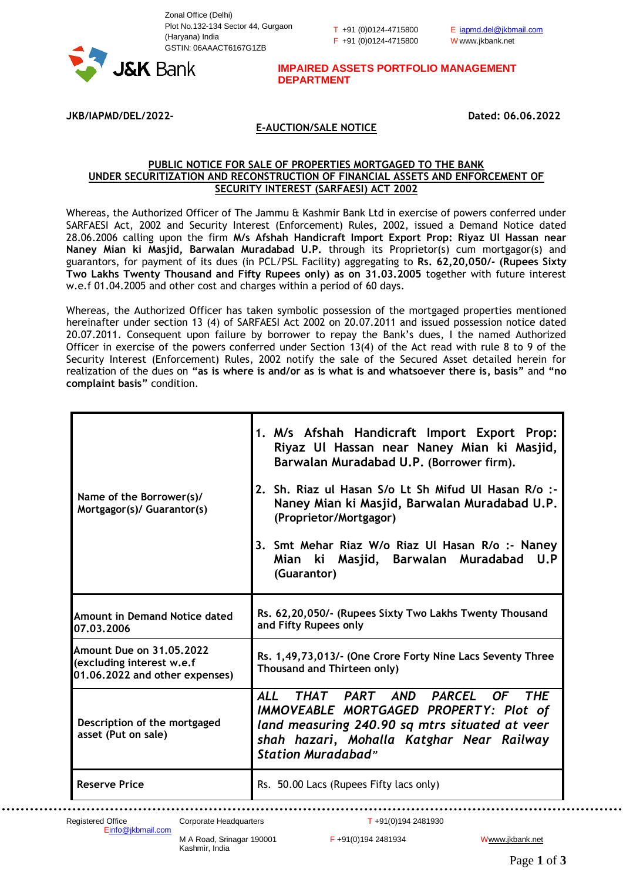Zonal Office (Delhi)
Plot No.132-134 Sector 44, Gurgaon
(Haryana) India
GSTIN: 06AAACT6167G1ZB

T +91 (0)0124-4715800
F +91 (0)0124-4715800

E iapmd.del@jkbmail.com
W www.jkbank.net

J&K Bank

**IMPAIRED ASSETS PORTFOLIO MANAGEMENT DEPARTMENT**

**JKB/IAPMD/DEL/2022-** **Dated: 06.06.2022**

## E-AUCTION/SALE NOTICE

### PUBLIC NOTICE FOR SALE OF PROPERTIES MORTGAGED TO THE BANK UNDER SECURITIZATION AND RECONSTRUCTION OF FINANCIAL ASSETS AND ENFORCEMENT OF SECURITY INTEREST (SARFAESI) ACT 2002

Whereas, the Authorized Officer of The Jammu & Kashmir Bank Ltd in exercise of powers conferred under SARFAESI Act, 2002 and Security Interest (Enforcement) Rules, 2002, issued a Demand Notice dated 28.06.2006 calling upon the firm **M/s Afshah Handicraft Import Export Prop: Riyaz Ul Hassan near Naney Mian ki Masjid, Barwalan Muradabad U.P.** through its Proprietor(s) cum mortgagor(s) and guarantors, for payment of its dues (in PCL/PSL Facility) aggregating to **Rs. 62,20,050/- (Rupees Sixty Two Lakhs Twenty Thousand and Fifty Rupees only) as on 31.03.2005** together with future interest w.e.f 01.04.2005 and other cost and charges within a period of 60 days.

Whereas, the Authorized Officer has taken symbolic possession of the mortgaged properties mentioned hereinafter under section 13 (4) of SARFAESI Act 2002 on 20.07.2011 and issued possession notice dated 20.07.2011. Consequent upon failure by borrower to repay the Bank's dues, I the named Authorized Officer in exercise of the powers conferred under Section 13(4) of the Act read with rule 8 to 9 of the Security Interest (Enforcement) Rules, 2002 notify the sale of the Secured Asset detailed herein for realization of the dues on **"as is where is and/or as is what is and whatsoever there is, basis"** and **"no complaint basis"** condition.

| | |
|---|---|
| Name of the Borrower(s)/ Mortgagor(s)/ Guarantor(s) | 1. **M/s Afshah Handicraft Import Export Prop: Riyaz Ul Hassan near Naney Mian ki Masjid, Barwalan Muradabad U.P. (Borrower firm).**<br>2. **Sh. Riaz ul Hasan S/o Lt Sh Mifud Ul Hasan R/o :- Naney Mian ki Masjid, Barwalan Muradabad U.P. (Proprietor/Mortgagor)**<br>3. **Smt Mehar Riaz W/o Riaz Ul Hasan R/o :- Naney Mian ki Masjid, Barwalan Muradabad U.P (Guarantor)** |
| **Amount in Demand Notice dated 07.03.2006** | **Rs. 62,20,050/- (Rupees Sixty Two Lakhs Twenty Thousand and Fifty Rupees only** |
| **Amount Due on 31.05.2022 (excluding interest w.e.f 01.06.2022 and other expenses)** | **Rs. 1,49,73,013/- (One Crore Forty Nine Lacs Seventy Three Thousand and Thirteen only)** |
| **Description of the mortgaged asset (Put on sale)** | ***ALL THAT PART AND PARCEL OF THE IMMOVEABLE MORTGAGED PROPERTY: Plot of land measuring 240.90 sq mtrs situated at veer shah hazari, Mohalla Katghar Near Railway Station Muradabad"*** |
| **Reserve Price** | Rs. 50.00 Lacs (Rupees Fifty lacs only) |

Registered Office
E info@jkbmail.com

Corporate Headquarters
M A Road, Srinagar 190001
Kashmir, India

T +91(0)194 2481930
F +91(0)194 2481934
W www.jkbank.net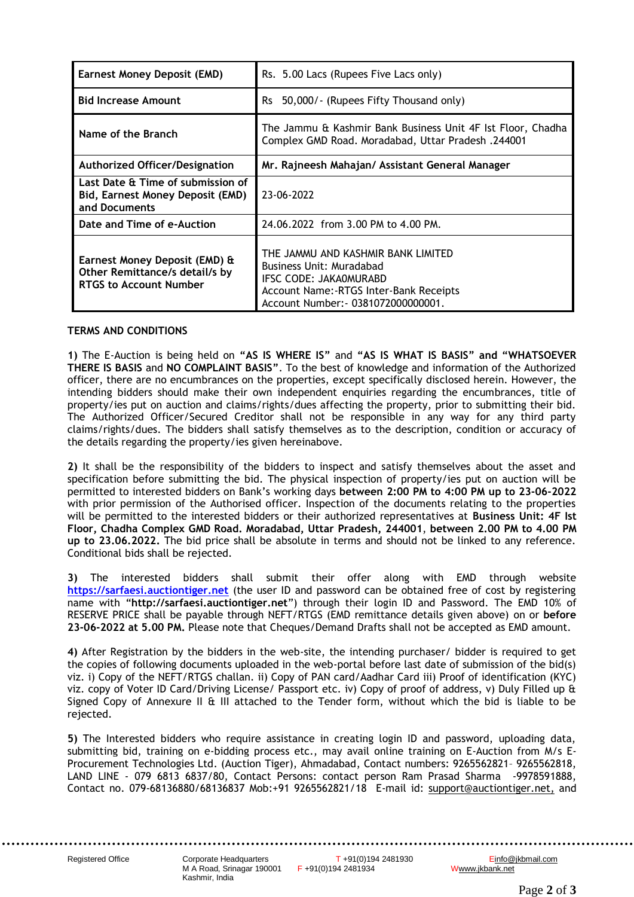| **Earnest Money Deposit (EMD)** | Rs. 5.00 Lacs (Rupees Five Lacs only) |
|---|---|
| **Bid Increase Amount** | Rs 50,000/- (Rupees Fifty Thousand only) |
| **Name of the Branch** | The Jammu & Kashmir Bank Business Unit 4F Ist Floor, Chadha Complex GMD Road. Moradabad, Uttar Pradesh .244001 |
| **Authorized Officer/Designation** | **Mr. Rajneesh Mahajan/ Assistant General Manager** |
| **Last Date & Time of submission of Bid, Earnest Money Deposit (EMD) and Documents** | 23-06-2022 |
| **Date and Time of e-Auction** | 24.06.2022 from 3.00 PM to 4.00 PM. |
| **Earnest Money Deposit (EMD) & Other Remittance/s detail/s by RTGS to Account Number** | THE JAMMU AND KASHMIR BANK LIMITED<br>Business Unit: Muradabad<br>IFSC CODE: JAKA0MURABD<br>Account Name:-RTGS Inter-Bank Receipts<br>Account Number:- 0381072000000001. |

**TERMS AND CONDITIONS**

**1)** The E-Auction is being held on **"AS IS WHERE IS"** and **"AS IS WHAT IS BASIS" and "WHATSOEVER THERE IS BASIS** and **NO COMPLAINT BASIS"**. To the best of knowledge and information of the Authorized officer, there are no encumbrances on the properties, except specifically disclosed herein. However, the intending bidders should make their own independent enquiries regarding the encumbrances, title of property/ies put on auction and claims/rights/dues affecting the property, prior to submitting their bid. The Authorized Officer/Secured Creditor shall not be responsible in any way for any third party claims/rights/dues. The bidders shall satisfy themselves as to the description, condition or accuracy of the details regarding the property/ies given hereinabove.

**2)** It shall be the responsibility of the bidders to inspect and satisfy themselves about the asset and specification before submitting the bid. The physical inspection of property/ies put on auction will be permitted to interested bidders on Bank's working days **between 2:00 PM to 4:00 PM up to 23-06-2022** with prior permission of the Authorised officer. Inspection of the documents relating to the properties will be permitted to the interested bidders or their authorized representatives at **Business Unit: 4F Ist Floor, Chadha Complex GMD Road. Moradabad, Uttar Pradesh, 244001**, **between 2.00 PM to 4.00 PM up to 23.06.2022.** The bid price shall be absolute in terms and should not be linked to any reference. Conditional bids shall be rejected.

**3)** The interested bidders shall submit their offer along with EMD through website **https://sarfaesi.auctiontiger.net** (the user ID and password can be obtained free of cost by registering name with "**http://sarfaesi.auctiontiger.net**") through their login ID and Password. The EMD 10% of RESERVE PRICE shall be payable through NEFT/RTGS (EMD remittance details given above) on or **before 23-06-2022 at 5.00 PM.** Please note that Cheques/Demand Drafts shall not be accepted as EMD amount.

**4)** After Registration by the bidders in the web-site, the intending purchaser/ bidder is required to get the copies of following documents uploaded in the web-portal before last date of submission of the bid(s) viz. i) Copy of the NEFT/RTGS challan. ii) Copy of PAN card/Aadhar Card iii) Proof of identification (KYC) viz. copy of Voter ID Card/Driving License/ Passport etc. iv) Copy of proof of address, v) Duly Filled up & Signed Copy of Annexure II & III attached to the Tender form, without which the bid is liable to be rejected.

**5)** The Interested bidders who require assistance in creating login ID and password, uploading data, submitting bid, training on e-bidding process etc., may avail online training on E-Auction from M/s E-Procurement Technologies Ltd. (Auction Tiger), Ahmadabad, Contact numbers: 9265562821– 9265562818, LAND LINE - 079 6813 6837/80, Contact Persons: contact person Ram Prasad Sharma -9978591888, Contact no. 079-68136880/68136837 Mob:+91 9265562821/18 E-mail id: support@auctiontiger.net, and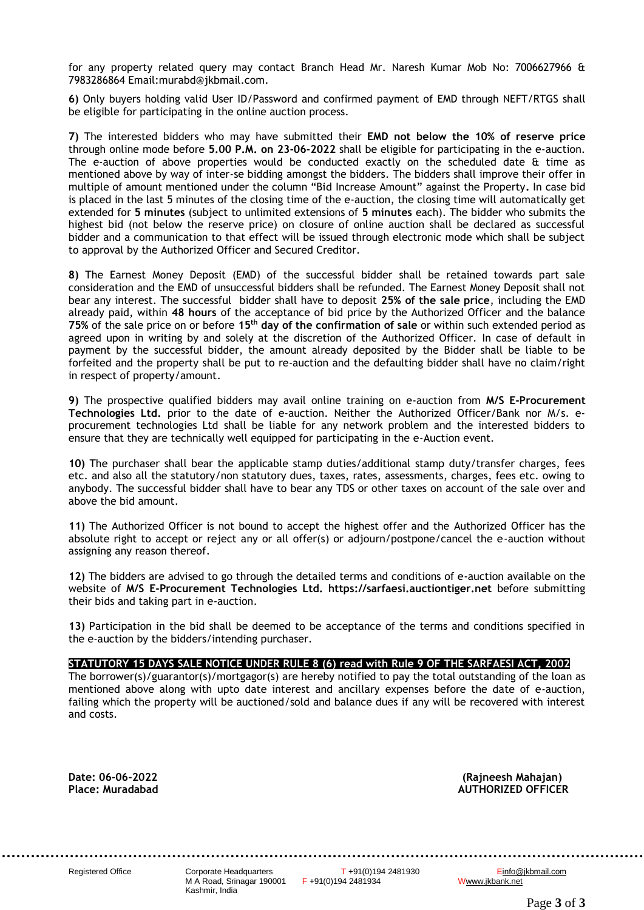for any property related query may contact Branch Head Mr. Naresh Kumar Mob No: 7006627966 & 7983286864 Email:murabd@jkbmail.com.

**6)** Only buyers holding valid User ID/Password and confirmed payment of EMD through NEFT/RTGS shall be eligible for participating in the online auction process.

**7)** The interested bidders who may have submitted their **EMD not below the 10% of reserve price** through online mode before **5.00 P.M. on 23-06-2022** shall be eligible for participating in the e-auction. The e-auction of above properties would be conducted exactly on the scheduled date & time as mentioned above by way of inter-se bidding amongst the bidders. The bidders shall improve their offer in multiple of amount mentioned under the column "Bid Increase Amount" against the Property. In case bid is placed in the last 5 minutes of the closing time of the e-auction, the closing time will automatically get extended for **5 minutes** (subject to unlimited extensions of **5 minutes** each). The bidder who submits the highest bid (not below the reserve price) on closure of online auction shall be declared as successful bidder and a communication to that effect will be issued through electronic mode which shall be subject to approval by the Authorized Officer and Secured Creditor.

**8)** The Earnest Money Deposit (EMD) of the successful bidder shall be retained towards part sale consideration and the EMD of unsuccessful bidders shall be refunded. The Earnest Money Deposit shall not bear any interest. The successful bidder shall have to deposit **25% of the sale price**, including the EMD already paid, within **48 hours** of the acceptance of bid price by the Authorized Officer and the balance **75%** of the sale price on or before **15th day of the confirmation of sale** or within such extended period as agreed upon in writing by and solely at the discretion of the Authorized Officer. In case of default in payment by the successful bidder, the amount already deposited by the Bidder shall be liable to be forfeited and the property shall be put to re-auction and the defaulting bidder shall have no claim/right in respect of property/amount.

**9)** The prospective qualified bidders may avail online training on e-auction from **M/S E-Procurement Technologies Ltd.** prior to the date of e-auction. Neither the Authorized Officer/Bank nor M/s. e-procurement technologies Ltd shall be liable for any network problem and the interested bidders to ensure that they are technically well equipped for participating in the e-Auction event.

**10)** The purchaser shall bear the applicable stamp duties/additional stamp duty/transfer charges, fees etc. and also all the statutory/non statutory dues, taxes, rates, assessments, charges, fees etc. owing to anybody. The successful bidder shall have to bear any TDS or other taxes on account of the sale over and above the bid amount.

**11)** The Authorized Officer is not bound to accept the highest offer and the Authorized Officer has the absolute right to accept or reject any or all offer(s) or adjourn/postpone/cancel the e-auction without assigning any reason thereof.

**12)** The bidders are advised to go through the detailed terms and conditions of e-auction available on the website of **M/S E-Procurement Technologies Ltd. https://sarfaesi.auctiontiger.net** before submitting their bids and taking part in e-auction.

**13)** Participation in the bid shall be deemed to be acceptance of the terms and conditions specified in the e-auction by the bidders/intending purchaser.

**STATUTORY 15 DAYS SALE NOTICE UNDER RULE 8 (6) read with Rule 9 OF THE SARFAESI ACT, 2002**

The borrower(s)/guarantor(s)/mortgagor(s) are hereby notified to pay the total outstanding of the loan as mentioned above along with upto date interest and ancillary expenses before the date of e-auction, failing which the property will be auctioned/sold and balance dues if any will be recovered with interest and costs.

**Date: 06-06-2022**
**Place: Muradabad**

**(Rajneesh Mahajan)**
**AUTHORIZED OFFICER**

Registered Office | Corporate Headquarters M A Road, Srinagar 190001 Kashmir, India | T +91(0)194 2481930 F +91(0)194 2481934 | E info@jkbmail.com W www.jkbank.net